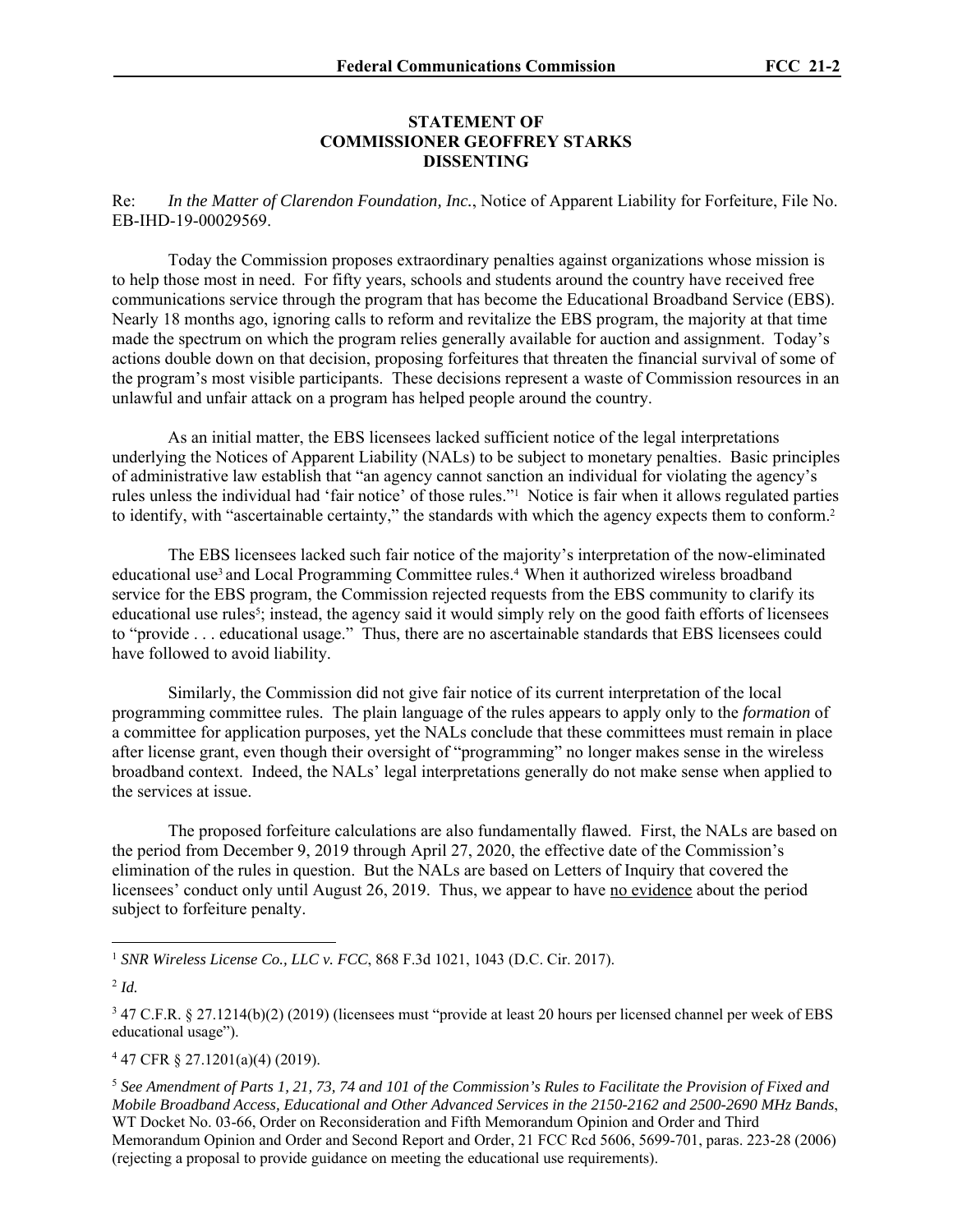**STATEMENT OF COMMISSIONER GEOFFREY STARKS DISSENTING**

Re: *In the Matter of Clarendon Foundation, Inc.*, Notice of Apparent Liability for Forfeiture, File No. EB-IHD-19-00029569.

Today the Commission proposes extraordinary penalties against organizations whose mission is to help those most in need. For fifty years, schools and students around the country have received free communications service through the program that has become the Educational Broadband Service (EBS). Nearly 18 months ago, ignoring calls to reform and revitalize the EBS program, the majority at that time made the spectrum on which the program relies generally available for auction and assignment. Today's actions double down on that decision, proposing forfeitures that threaten the financial survival of some of the program's most visible participants. These decisions represent a waste of Commission resources in an unlawful and unfair attack on a program has helped people around the country.

As an initial matter, the EBS licensees lacked sufficient notice of the legal interpretations underlying the Notices of Apparent Liability (NALs) to be subject to monetary penalties. Basic principles of administrative law establish that "an agency cannot sanction an individual for violating the agency's rules unless the individual had 'fair notice' of those rules."[1] Notice is fair when it allows regulated parties to identify, with "ascertainable certainty," the standards with which the agency expects them to conform.[2]

The EBS licensees lacked such fair notice of the majority's interpretation of the now-eliminated educational use[3] and Local Programming Committee rules.[4] When it authorized wireless broadband service for the EBS program, the Commission rejected requests from the EBS community to clarify its educational use rules[5]; instead, the agency said it would simply rely on the good faith efforts of licensees to "provide . . . educational usage." Thus, there are no ascertainable standards that EBS licensees could have followed to avoid liability.

Similarly, the Commission did not give fair notice of its current interpretation of the local programming committee rules. The plain language of the rules appears to apply only to the *formation* of a committee for application purposes, yet the NALs conclude that these committees must remain in place after license grant, even though their oversight of "programming" no longer makes sense in the wireless broadband context. Indeed, the NALs' legal interpretations generally do not make sense when applied to the services at issue.

The proposed forfeiture calculations are also fundamentally flawed. First, the NALs are based on the period from December 9, 2019 through April 27, 2020, the effective date of the Commission's elimination of the rules in question. But the NALs are based on Letters of Inquiry that covered the licensees' conduct only until August 26, 2019. Thus, we appear to have <u>no evidence</u> about the period subject to forfeiture penalty.

---

[1] *SNR Wireless License Co., LLC v. FCC*, 868 F.3d 1021, 1043 (D.C. Cir. 2017).

[2] *Id.*

[3] 47 C.F.R. § 27.1214(b)(2) (2019) (licensees must "provide at least 20 hours per licensed channel per week of EBS educational usage").

[4] 47 CFR § 27.1201(a)(4) (2019).

[5] *See Amendment of Parts 1, 21, 73, 74 and 101 of the Commission's Rules to Facilitate the Provision of Fixed and Mobile Broadband Access, Educational and Other Advanced Services in the 2150-2162 and 2500-2690 MHz Bands*, WT Docket No. 03-66, Order on Reconsideration and Fifth Memorandum Opinion and Order and Third Memorandum Opinion and Order and Second Report and Order, 21 FCC Rcd 5606, 5699-701, paras. 223-28 (2006) (rejecting a proposal to provide guidance on meeting the educational use requirements).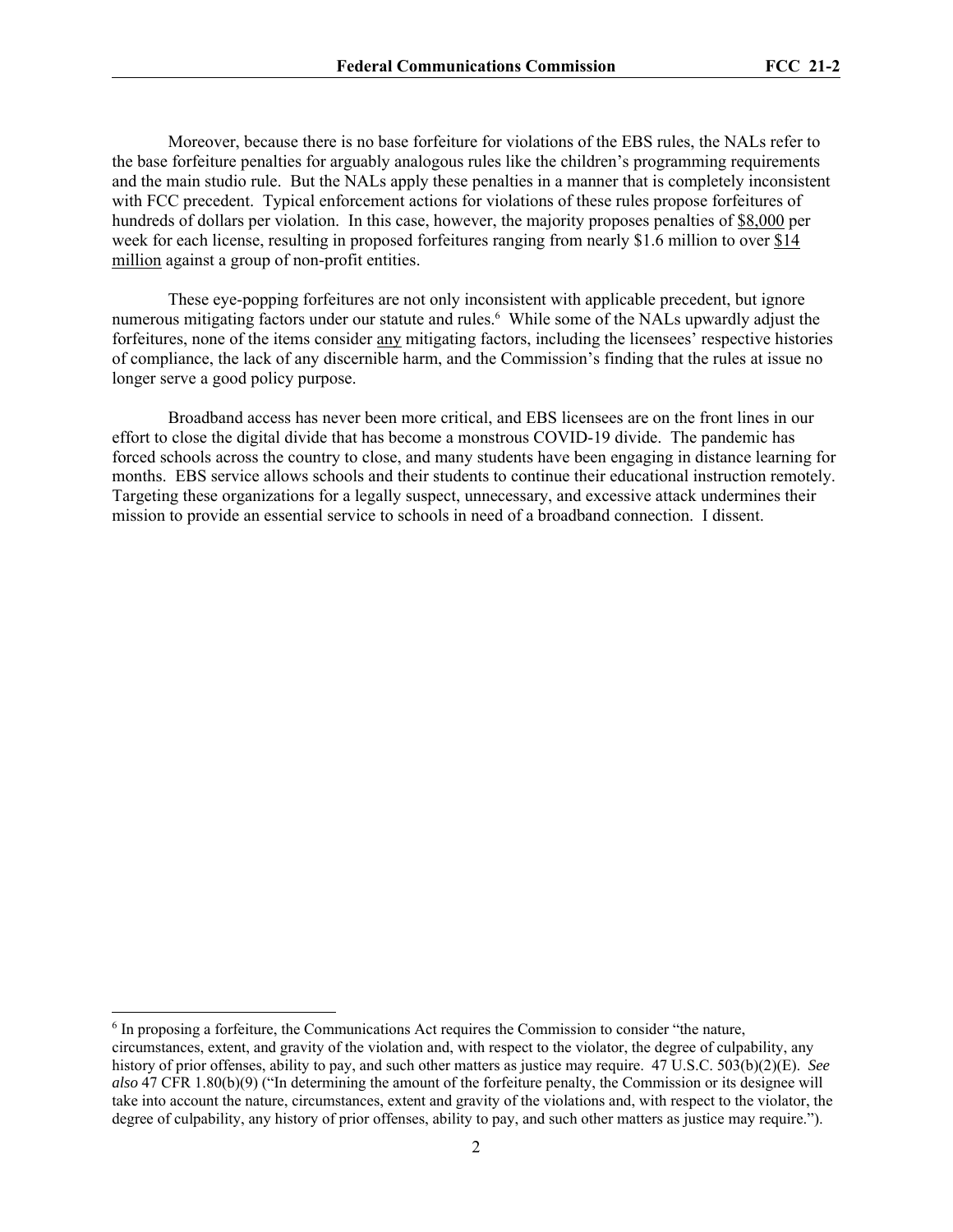Moreover, because there is no base forfeiture for violations of the EBS rules, the NALs refer to the base forfeiture penalties for arguably analogous rules like the children's programming requirements and the main studio rule. But the NALs apply these penalties in a manner that is completely inconsistent with FCC precedent. Typical enforcement actions for violations of these rules propose forfeitures of hundreds of dollars per violation. In this case, however, the majority proposes penalties of <u>$8,000</u> per week for each license, resulting in proposed forfeitures ranging from nearly $1.6 million to over <u>$14 million</u> against a group of non-profit entities.

These eye-popping forfeitures are not only inconsistent with applicable precedent, but ignore numerous mitigating factors under our statute and rules.[6] While some of the NALs upwardly adjust the forfeitures, none of the items consider <u>any</u> mitigating factors, including the licensees' respective histories of compliance, the lack of any discernible harm, and the Commission's finding that the rules at issue no longer serve a good policy purpose.

Broadband access has never been more critical, and EBS licensees are on the front lines in our effort to close the digital divide that has become a monstrous COVID-19 divide. The pandemic has forced schools across the country to close, and many students have been engaging in distance learning for months. EBS service allows schools and their students to continue their educational instruction remotely. Targeting these organizations for a legally suspect, unnecessary, and excessive attack undermines their mission to provide an essential service to schools in need of a broadband connection. I dissent.

---

[6] In proposing a forfeiture, the Communications Act requires the Commission to consider "the nature, circumstances, extent, and gravity of the violation and, with respect to the violator, the degree of culpability, any history of prior offenses, ability to pay, and such other matters as justice may require. 47 U.S.C. 503(b)(2)(E). *See also* 47 CFR 1.80(b)(9) ("In determining the amount of the forfeiture penalty, the Commission or its designee will take into account the nature, circumstances, extent and gravity of the violations and, with respect to the violator, the degree of culpability, any history of prior offenses, ability to pay, and such other matters as justice may require.").